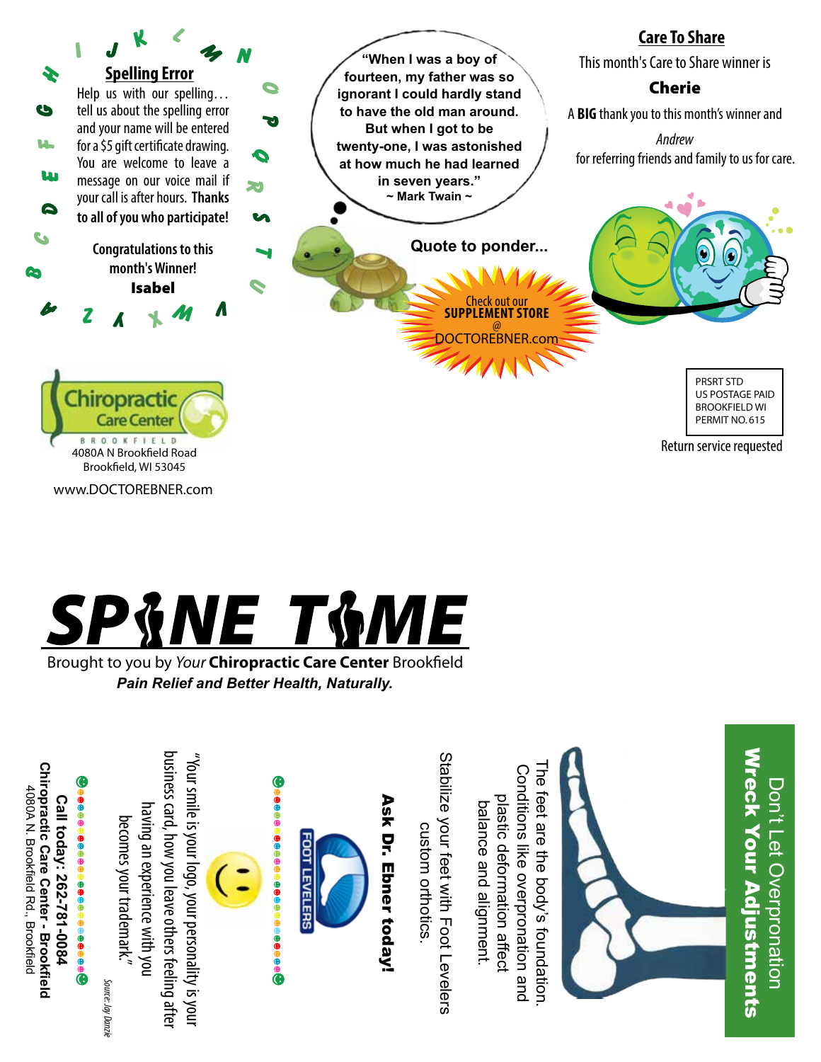## Spelling Error

Help us with our spelling… tell us about the spelling error and your name will be entered for a $5 gift certificate drawing. You are welcome to leave a message on our voice mail if your call is after hours. **Thanks to all of you who participate!**

Congratulations to this month's Winner!

**Isabel**

"When I was a boy of fourteen, my father was so ignorant I could hardly stand to have the old man around. But when I got to be twenty-one, I was astonished at how much he had learned in seven years."
~ Mark Twain ~

**Quote to ponder...**

Check out our **SUPPLEMENT STORE** @ DOCTOREBNER.com

## Care To Share

This month's Care to Share winner is

**Cherie**

A **BIG** thank you to this month's winner and

*Andrew*

for referring friends and family to us for care.

Chiropractic Care Center
BROOKFIELD
4080A N Brookfield Road
Brookfield, WI 53045

www.DOCTOREBNER.com

PRSRT STD
US POSTAGE PAID
BROOKFIELD WI
PERMIT NO. 615

Return service requested

# SPINE TIME

Brought to you by *Your* **Chiropractic Care Center** Brookfield

***Pain Relief and Better Health, Naturally.***

## Don't Let Overpronation **Wreck Your Adjustments**

The feet are the body's foundation. Conditions like overpronation and plastic deformation affect balance and alignment.

Stabilize your feet with Foot Levelers custom orthotics.

**Ask Dr. Ebner today!**

FOOT LEVELERS

"Your smile is your logo, your personality is your business card, how you leave others feeling after having an experience with you becomes your trademark."

*Source: Jay Danzie*

**Call today: 262-781-0084**

**Chiropractic Care Center - Brookfield**

4080A N. Brookfield Rd., Brookfield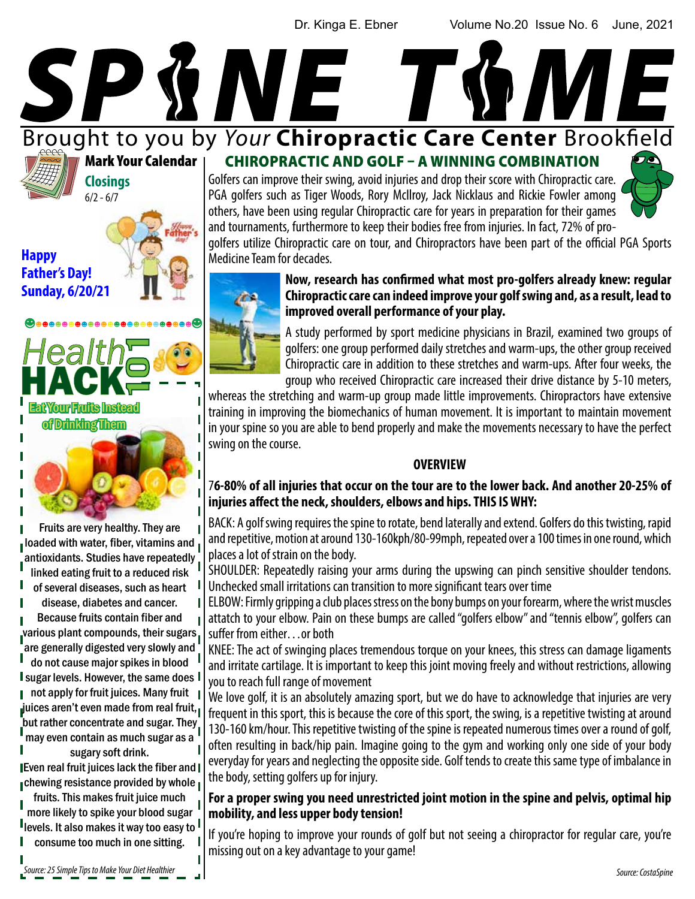Dr. Kinga E. Ebner Volume No.20 Issue No. 6 June, 2021

# SPINE TIME

Brought to you by *Your* **Chiropractic Care Center** Brookfield

## Mark Your Calendar

### Closings

6/2 - 6/7

**Happy Father's Day! Sunday, 6/20/21**

## Health HACK 101

**Eat Your Fruits Instead of Drinking Them**

Fruits are very healthy. They are loaded with water, fiber, vitamins and antioxidants. Studies have repeatedly linked eating fruit to a reduced risk of several diseases, such as heart disease, diabetes and cancer. Because fruits contain fiber and various plant compounds, their sugars are generally digested very slowly and do not cause major spikes in blood sugar levels. However, the same does not apply for fruit juices. Many fruit juices aren't even made from real fruit, but rather concentrate and sugar. They may even contain as much sugar as a sugary soft drink.

Even real fruit juices lack the fiber and chewing resistance provided by whole fruits. This makes fruit juice much more likely to spike your blood sugar levels. It also makes it way too easy to consume too much in one sitting.

*Source: 25 Simple Tips to Make Your Diet Healthier*

## CHIROPRACTIC AND GOLF – A WINNING COMBINATION

Golfers can improve their swing, avoid injuries and drop their score with Chiropractic care. PGA golfers such as Tiger Woods, Rory McIlroy, Jack Nicklaus and Rickie Fowler among others, have been using regular Chiropractic care for years in preparation for their games and tournaments, furthermore to keep their bodies free from injuries. In fact, 72% of pro-golfers utilize Chiropractic care on tour, and Chiropractors have been part of the official PGA Sports Medicine Team for decades.

**Now, research has confirmed what most pro-golfers already knew: regular Chiropractic care can indeed improve your golf swing and, as a result, lead to improved overall performance of your play.**

A study performed by sport medicine physicians in Brazil, examined two groups of golfers: one group performed daily stretches and warm-ups, the other group received Chiropractic care in addition to these stretches and warm-ups. After four weeks, the group who received Chiropractic care increased their drive distance by 5-10 meters, whereas the stretching and warm-up group made little improvements. Chiropractors have extensive training in improving the biomechanics of human movement. It is important to maintain movement in your spine so you are able to bend properly and make the movements necessary to have the perfect swing on the course.

### OVERVIEW

**76-80% of all injuries that occur on the tour are to the lower back. And another 20-25% of injuries affect the neck, shoulders, elbows and hips. THIS IS WHY:**

BACK: A golf swing requires the spine to rotate, bend laterally and extend. Golfers do this twisting, rapid and repetitive, motion at around 130-160kph/80-99mph, repeated over a 100 times in one round, which places a lot of strain on the body.

SHOULDER: Repeatedly raising your arms during the upswing can pinch sensitive shoulder tendons. Unchecked small irritations can transition to more significant tears over time

ELBOW: Firmly gripping a club places stress on the bony bumps on your forearm, where the wrist muscles attatch to your elbow. Pain on these bumps are called "golfers elbow" and "tennis elbow", golfers can suffer from either…or both

KNEE: The act of swinging places tremendous torque on your knees, this stress can damage ligaments and irritate cartilage. It is important to keep this joint moving freely and without restrictions, allowing you to reach full range of movement

We love golf, it is an absolutely amazing sport, but we do have to acknowledge that injuries are very frequent in this sport, this is because the core of this sport, the swing, is a repetitive twisting at around 130-160 km/hour. This repetitive twisting of the spine is repeated numerous times over a round of golf, often resulting in back/hip pain. Imagine going to the gym and working only one side of your body everyday for years and neglecting the opposite side. Golf tends to create this same type of imbalance in the body, setting golfers up for injury.

**For a proper swing you need unrestricted joint motion in the spine and pelvis, optimal hip mobility, and less upper body tension!**

If you're hoping to improve your rounds of golf but not seeing a chiropractor for regular care, you're missing out on a key advantage to your game!

*Source: CostaSpine*